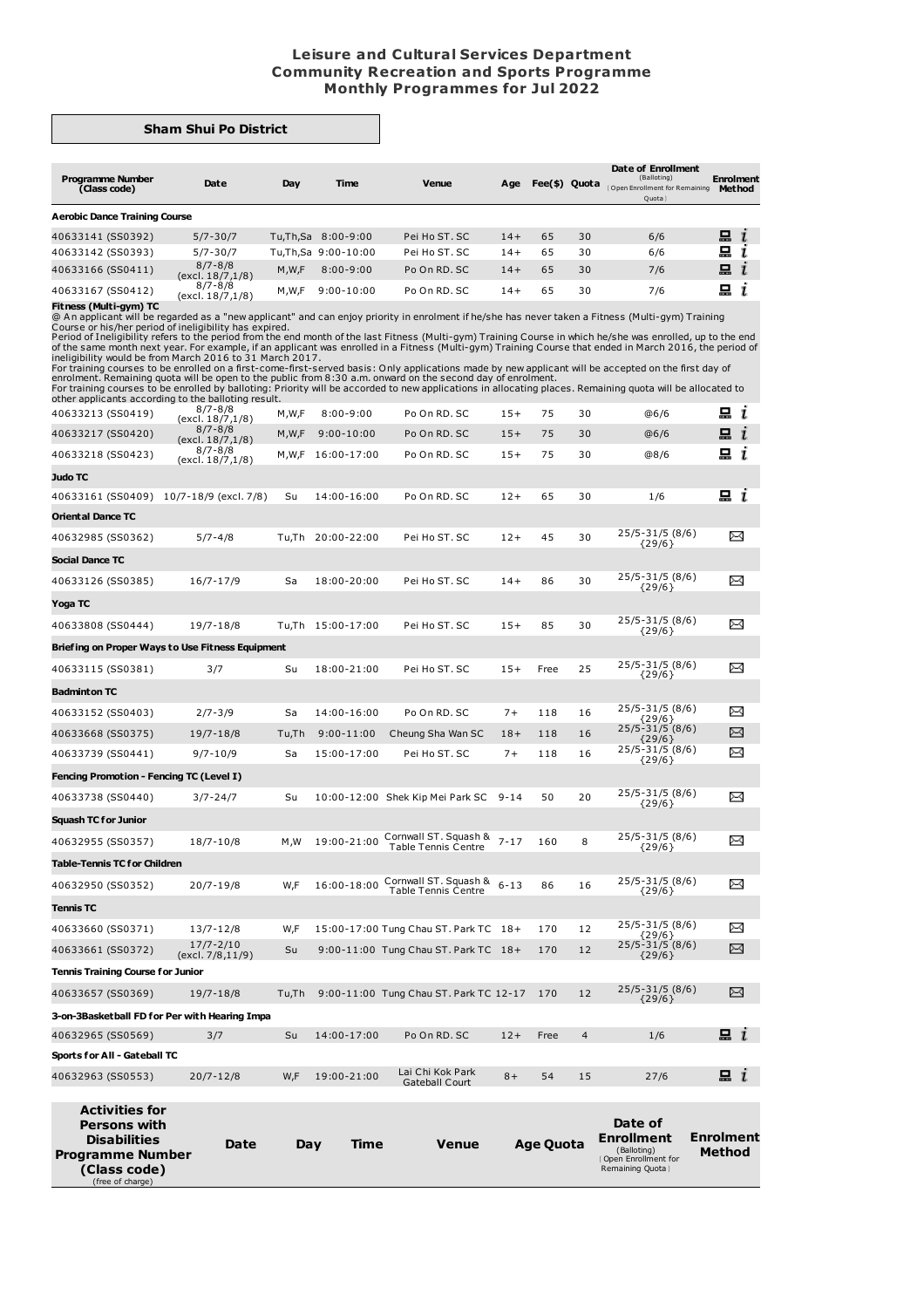# Leisure and Cultural Services Department
## Community Recreation and Sports Programme
## Monthly Programmes for Jul 2022

### Sham Shui Po District

| Programme Number (Class code) | Date | Day | Time | Venue | Age | Fee($) | Quota | Date of Enrollment (Balloting) [Open Enrollment for Remaining Quota] | Enrolment Method |
|---|---|---|---|---|---|---|---|---|---|
| **Aerobic Dance Training Course** | | | | | | | | | |
| 40633141 (SS0392) | 5/7-30/7 | Tu,Th,Sa | 8:00-9:00 | Pei Ho ST. SC | 14+ | 65 | 30 | 6/6 | 💻 i |
| 40633142 (SS0393) | 5/7-30/7 | Tu,Th,Sa | 9:00-10:00 | Pei Ho ST. SC | 14+ | 65 | 30 | 6/6 | 💻 i |
| 40633166 (SS0411) | 8/7-8/8 (excl. 18/7,1/8) | M,W,F | 8:00-9:00 | Po On RD. SC | 14+ | 65 | 30 | 7/6 | 💻 i |
| 40633167 (SS0412) | 8/7-8/8 (excl. 18/7,1/8) | M,W,F | 9:00-10:00 | Po On RD. SC | 14+ | 65 | 30 | 7/6 | 💻 i |
| **Fitness (Multi-gym) TC** | | | | | | | | | |
| 40633213 (SS0419) | 8/7-8/8 (excl. 18/7,1/8) | M,W,F | 8:00-9:00 | Po On RD. SC | 15+ | 75 | 30 | @6/6 | 💻 i |
| 40633217 (SS0420) | 8/7-8/8 (excl. 18/7,1/8) | M,W,F | 9:00-10:00 | Po On RD. SC | 15+ | 75 | 30 | @6/6 | 💻 i |
| 40633218 (SS0423) | 8/7-8/8 (excl. 18/7,1/8) | M,W,F | 16:00-17:00 | Po On RD. SC | 15+ | 75 | 30 | @8/6 | 💻 i |
| **Judo TC** | | | | | | | | | |
| 40633161 (SS0409) | 10/7-18/9 (excl. 7/8) | Su | 14:00-16:00 | Po On RD. SC | 12+ | 65 | 30 | 1/6 | 💻 i |
| **Oriental Dance TC** | | | | | | | | | |
| 40632985 (SS0362) | 5/7-4/8 | Tu,Th | 20:00-22:00 | Pei Ho ST. SC | 12+ | 45 | 30 | 25/5-31/5 (8/6) {29/6} | ✉ |
| **Social Dance TC** | | | | | | | | | |
| 40633126 (SS0385) | 16/7-17/9 | Sa | 18:00-20:00 | Pei Ho ST. SC | 14+ | 86 | 30 | 25/5-31/5 (8/6) {29/6} | ✉ |
| **Yoga TC** | | | | | | | | | |
| 40633808 (SS0444) | 19/7-18/8 | Tu,Th | 15:00-17:00 | Pei Ho ST. SC | 15+ | 85 | 30 | 25/5-31/5 (8/6) {29/6} | ✉ |
| **Briefing on Proper Ways to Use Fitness Equipment** | | | | | | | | | |
| 40633115 (SS0381) | 3/7 | Su | 18:00-21:00 | Pei Ho ST. SC | 15+ | Free | 25 | 25/5-31/5 (8/6) {29/6} | ✉ |
| **Badminton TC** | | | | | | | | | |
| 40633152 (SS0403) | 2/7-3/9 | Sa | 14:00-16:00 | Po On RD. SC | 7+ | 118 | 16 | 25/5-31/5 (8/6) {29/6} | ✉ |
| 40633668 (SS0375) | 19/7-18/8 | Tu,Th | 9:00-11:00 | Cheung Sha Wan SC | 18+ | 118 | 16 | 25/5-31/5 (8/6) {29/6} | ✉ |
| 40633739 (SS0441) | 9/7-10/9 | Sa | 15:00-17:00 | Pei Ho ST. SC | 7+ | 118 | 16 | 25/5-31/5 (8/6) {29/6} | ✉ |
| **Fencing Promotion - Fencing TC (Level I)** | | | | | | | | | |
| 40633738 (SS0440) | 3/7-24/7 | Su | 10:00-12:00 | Shek Kip Mei Park SC | 9-14 | 50 | 20 | 25/5-31/5 (8/6) {29/6} | ✉ |
| **Squash TC for Junior** | | | | | | | | | |
| 40632955 (SS0357) | 18/7-10/8 | M,W | 19:00-21:00 | Cornwall ST. Squash & Table Tennis Centre | 7-17 | 160 | 8 | 25/5-31/5 (8/6) {29/6} | ✉ |
| **Table-Tennis TC for Children** | | | | | | | | | |
| 40632950 (SS0352) | 20/7-19/8 | W,F | 16:00-18:00 | Cornwall ST. Squash & Table Tennis Centre | 6-13 | 86 | 16 | 25/5-31/5 (8/6) {29/6} | ✉ |
| **Tennis TC** | | | | | | | | | |
| 40633660 (SS0371) | 13/7-12/8 | W,F | 15:00-17:00 | Tung Chau ST. Park TC | 18+ | 170 | 12 | 25/5-31/5 (8/6) {29/6} | ✉ |
| 40633661 (SS0372) | 17/7-2/10 (excl. 7/8,11/9) | Su | 9:00-11:00 | Tung Chau ST. Park TC | 18+ | 170 | 12 | 25/5-31/5 (8/6) {29/6} | ✉ |
| **Tennis Training Course for Junior** | | | | | | | | | |
| 40633657 (SS0369) | 19/7-18/8 | Tu,Th | 9:00-11:00 | Tung Chau ST. Park TC | 12-17 | 170 | 12 | 25/5-31/5 (8/6) {29/6} | ✉ |
| **3-on-3Basketball FD for Per with Hearing Impa** | | | | | | | | | |
| 40632965 (SS0569) | 3/7 | Su | 14:00-17:00 | Po On RD. SC | 12+ | Free | 4 | 1/6 | 💻 i |
| **Sports for All - Gateball TC** | | | | | | | | | |
| 40632963 (SS0553) | 20/7-12/8 | W,F | 19:00-21:00 | Lai Chi Kok Park Gateball Court | 8+ | 54 | 15 | 27/6 | 💻 i |

Notes for Fitness (Multi-gym) TC:

@ An applicant will be regarded as a "new applicant" and can enjoy priority in enrolment if he/she has never taken a Fitness (Multi-gym) Training Course or his/her period of ineligibility has expired.
Period of Ineligibility refers to the period from the end month of the last Fitness (Multi-gym) Training Course in which he/she was enrolled, up to the end of the same month next year. For example, if an applicant was enrolled in a Fitness (Multi-gym) Training Course that ended in March 2016, the period of ineligibility would be from March 2016 to 31 March 2017.
For training courses to be enrolled on a first-come-first-served basis: Only applications made by new applicant will be accepted on the first day of enrolment. Remaining quota will be open to the public from 8:30 a.m. onward on the second day of enrolment.
For training courses to be enrolled by balloting: Priority will be accorded to new applications in allocating places. Remaining quota will be allocated to other applicants according to the balloting result.

| Activities for Persons with Disabilities Programme Number (Class code) (free of charge) | Date | Day | Time | Venue | Age | Quota | Date of Enrollment (Balloting) [Open Enrollment for Remaining Quota] | Enrolment Method |
|---|---|---|---|---|---|---|---|---|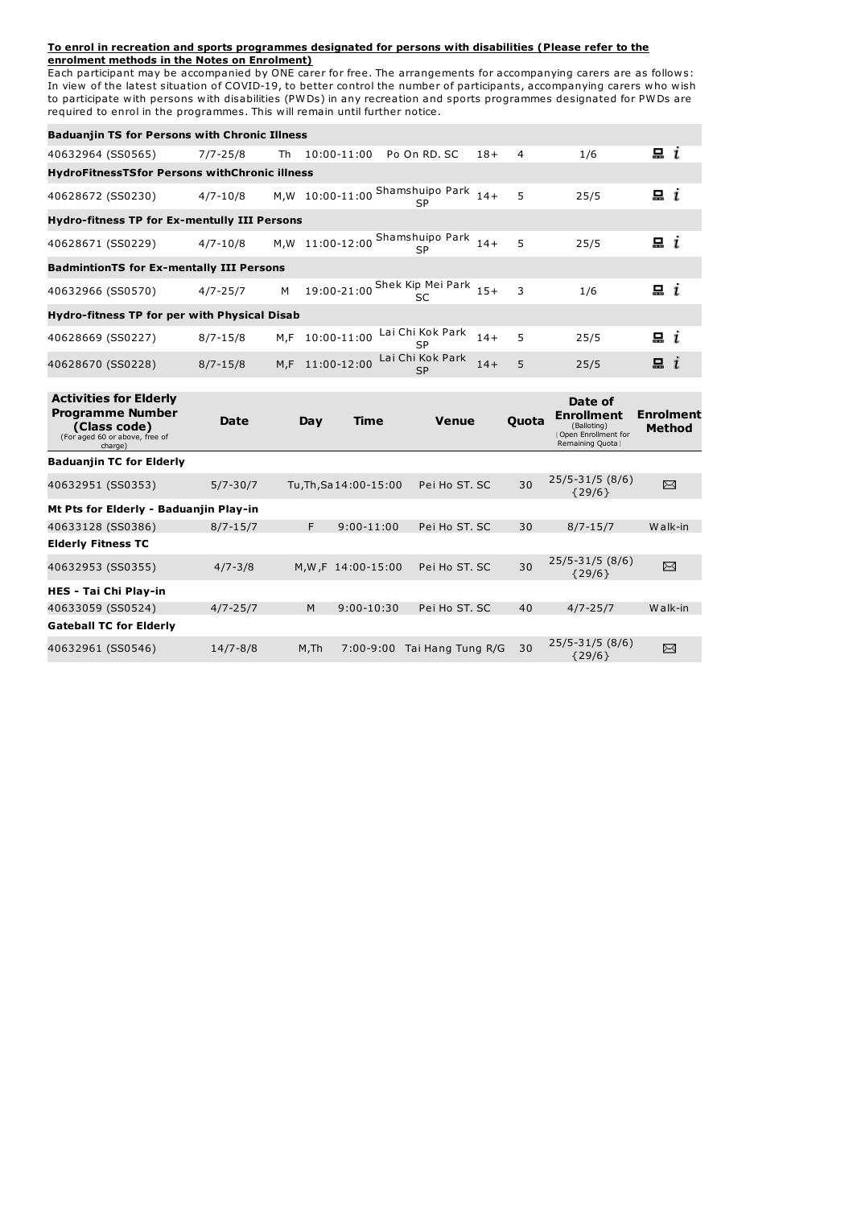**To enrol in recreation and sports programmes designated for persons with disabilities (Please refer to the enrolment methods in the Notes on Enrolment)**

Each participant may be accompanied by ONE carer for free. The arrangements for accompanying carers are as follows: In view of the latest situation of COVID-19, to better control the number of participants, accompanying carers who wish to participate with persons with disabilities (PWDs) in any recreation and sports programmes designated for PWDs are required to enrol in the programmes. This will remain until further notice.

| | | | | | | | | |
|---|---|---|---|---|---|---|---|---|
| **Baduanjin TS for Persons with Chronic Illness** | | | | | | | | |
| 40632964 (SS0565) | 7/7-25/8 | Th | 10:00-11:00 | Po On RD. SC | 18+ | 4 | 1/6 | 🖳 i |
| **HydroFitnessTSfor Persons withChronic illness** | | | | | | | | |
| 40628672 (SS0230) | 4/7-10/8 | M,W | 10:00-11:00 | Shamshuipo Park SP | 14+ | 5 | 25/5 | 🖳 i |
| **Hydro-fitness TP for Ex-mentully III Persons** | | | | | | | | |
| 40628671 (SS0229) | 4/7-10/8 | M,W | 11:00-12:00 | Shamshuipo Park SP | 14+ | 5 | 25/5 | 🖳 i |
| **BadmintionTS for Ex-mentally III Persons** | | | | | | | | |
| 40632966 (SS0570) | 4/7-25/7 | M | 19:00-21:00 | Shek Kip Mei Park SC | 15+ | 3 | 1/6 | 🖳 i |
| **Hydro-fitness TP for per with Physical Disab** | | | | | | | | |
| 40628669 (SS0227) | 8/7-15/8 | M,F | 10:00-11:00 | Lai Chi Kok Park SP | 14+ | 5 | 25/5 | 🖳 i |
| 40628670 (SS0228) | 8/7-15/8 | M,F | 11:00-12:00 | Lai Chi Kok Park SP | 14+ | 5 | 25/5 | 🖳 i |

| **Activities for Elderly Programme Number (Class code)** (For aged 60 or above, free of charge) | **Date** | **Day** | **Time** | **Venue** | **Quota** | **Date of Enrollment** (Balloting) {Open Enrollment for Remaining Quota} | **Enrolment Method** |
|---|---|---|---|---|---|---|---|
| **Baduanjin TC for Elderly** | | | | | | | |
| 40632951 (SS0353) | 5/7-30/7 | Tu,Th,Sa | 14:00-15:00 | Pei Ho ST. SC | 30 | 25/5-31/5 (8/6) {29/6} | 🖂 |
| **Mt Pts for Elderly - Baduanjin Play-in** | | | | | | | |
| 40633128 (SS0386) | 8/7-15/7 | F | 9:00-11:00 | Pei Ho ST. SC | 30 | 8/7-15/7 | Walk-in |
| **Elderly Fitness TC** | | | | | | | |
| 40632953 (SS0355) | 4/7-3/8 | M,W,F | 14:00-15:00 | Pei Ho ST. SC | 30 | 25/5-31/5 (8/6) {29/6} | 🖂 |
| **HES - Tai Chi Play-in** | | | | | | | |
| 40633059 (SS0524) | 4/7-25/7 | M | 9:00-10:30 | Pei Ho ST. SC | 40 | 4/7-25/7 | Walk-in |
| **Gateball TC for Elderly** | | | | | | | |
| 40632961 (SS0546) | 14/7-8/8 | M,Th | 7:00-9:00 | Tai Hang Tung R/G | 30 | 25/5-31/5 (8/6) {29/6} | 🖂 |